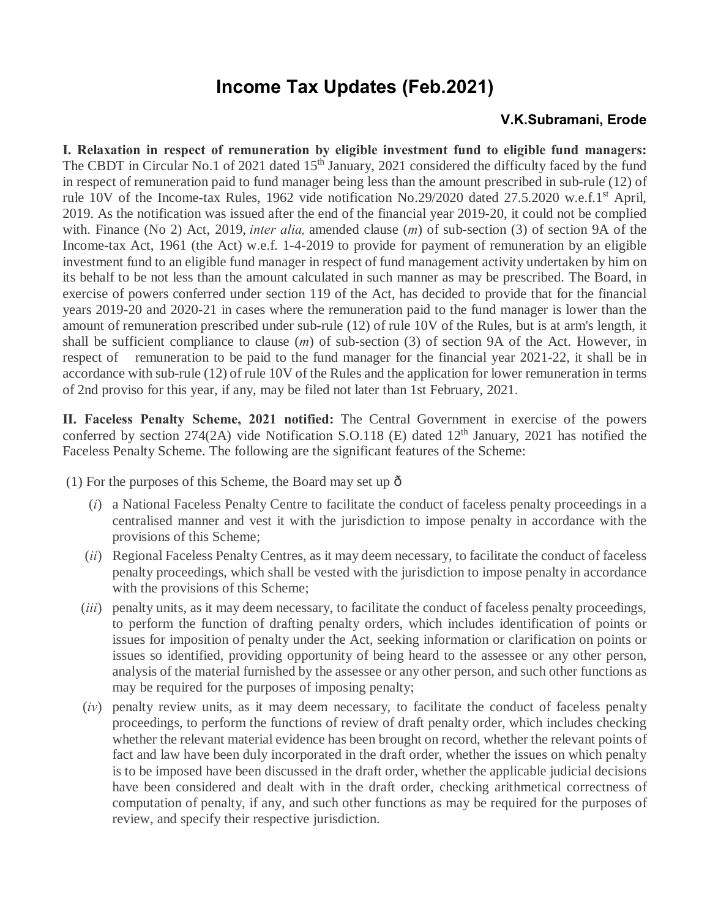# Income Tax Updates (Feb.2021)

**V.K.Subramani, Erode**

**I. Relaxation in respect of remuneration by eligible investment fund to eligible fund managers:** The CBDT in Circular No.1 of 2021 dated 15th January, 2021 considered the difficulty faced by the fund in respect of remuneration paid to fund manager being less than the amount prescribed in sub-rule (12) of rule 10V of the Income-tax Rules, 1962 vide notification No.29/2020 dated 27.5.2020 w.e.f.1st April, 2019. As the notification was issued after the end of the financial year 2019-20, it could not be complied with. Finance (No 2) Act, 2019, *inter alia,* amended clause (*m*) of sub-section (3) of section 9A of the Income-tax Act, 1961 (the Act) w.e.f. 1-4-2019 to provide for payment of remuneration by an eligible investment fund to an eligible fund manager in respect of fund management activity undertaken by him on its behalf to be not less than the amount calculated in such manner as may be prescribed. The Board, in exercise of powers conferred under section 119 of the Act, has decided to provide that for the financial years 2019-20 and 2020-21 in cases where the remuneration paid to the fund manager is lower than the amount of remuneration prescribed under sub-rule (12) of rule 10V of the Rules, but is at arm's length, it shall be sufficient compliance to clause (*m*) of sub-section (3) of section 9A of the Act. However, in respect of remuneration to be paid to the fund manager for the financial year 2021-22, it shall be in accordance with sub-rule (12) of rule 10V of the Rules and the application for lower remuneration in terms of 2nd proviso for this year, if any, may be filed not later than 1st February, 2021.

**II. Faceless Penalty Scheme, 2021 notified:** The Central Government in exercise of the powers conferred by section 274(2A) vide Notification S.O.118 (E) dated 12th January, 2021 has notified the Faceless Penalty Scheme. The following are the significant features of the Scheme:

(1) For the purposes of this Scheme, the Board may set up ð

- (*i*) a National Faceless Penalty Centre to facilitate the conduct of faceless penalty proceedings in a centralised manner and vest it with the jurisdiction to impose penalty in accordance with the provisions of this Scheme;
- (*ii*) Regional Faceless Penalty Centres, as it may deem necessary, to facilitate the conduct of faceless penalty proceedings, which shall be vested with the jurisdiction to impose penalty in accordance with the provisions of this Scheme;
- (*iii*) penalty units, as it may deem necessary, to facilitate the conduct of faceless penalty proceedings, to perform the function of drafting penalty orders, which includes identification of points or issues for imposition of penalty under the Act, seeking information or clarification on points or issues so identified, providing opportunity of being heard to the assessee or any other person, analysis of the material furnished by the assessee or any other person, and such other functions as may be required for the purposes of imposing penalty;
- (*iv*) penalty review units, as it may deem necessary, to facilitate the conduct of faceless penalty proceedings, to perform the functions of review of draft penalty order, which includes checking whether the relevant material evidence has been brought on record, whether the relevant points of fact and law have been duly incorporated in the draft order, whether the issues on which penalty is to be imposed have been discussed in the draft order, whether the applicable judicial decisions have been considered and dealt with in the draft order, checking arithmetical correctness of computation of penalty, if any, and such other functions as may be required for the purposes of review, and specify their respective jurisdiction.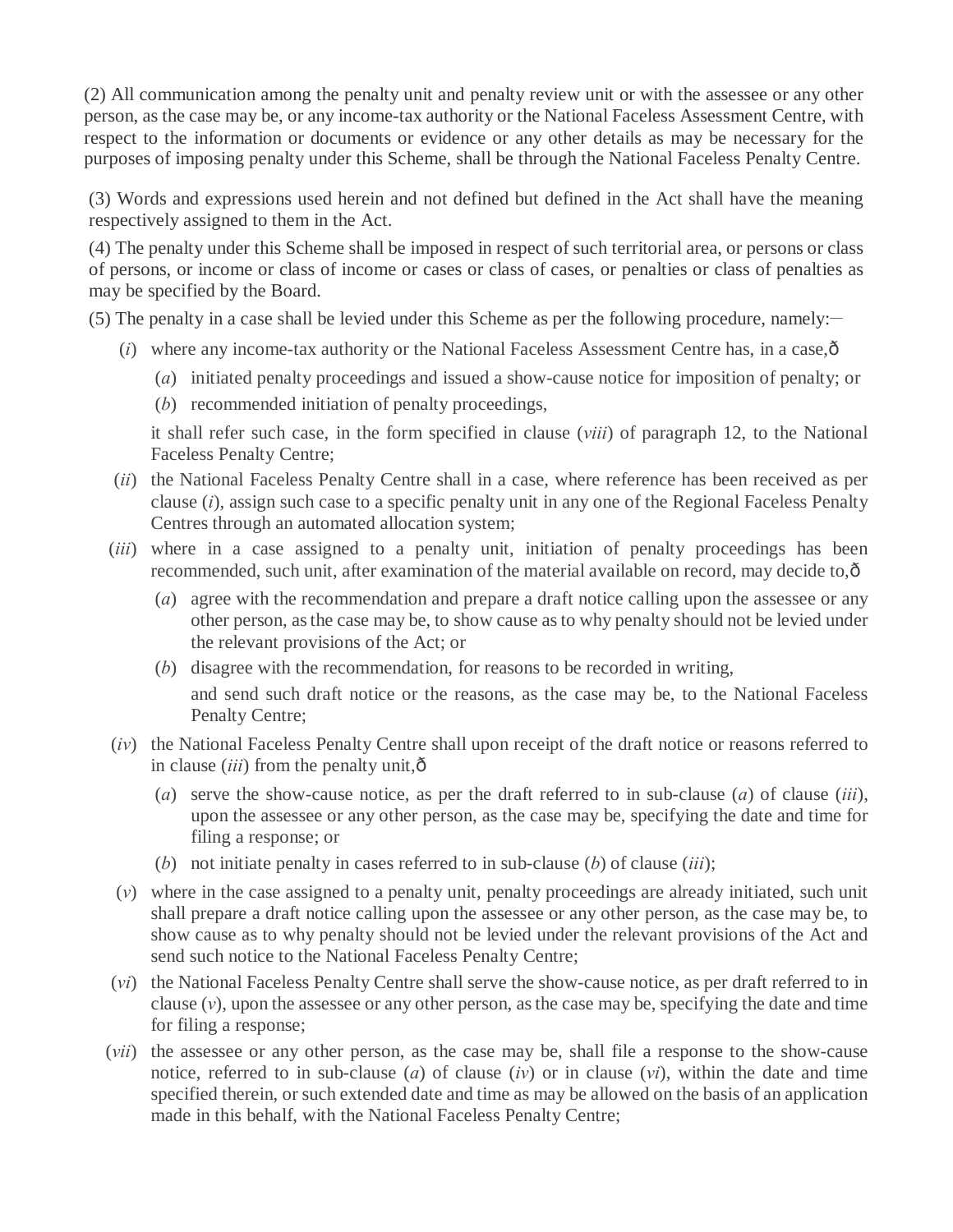(2) All communication among the penalty unit and penalty review unit or with the assessee or any other person, as the case may be, or any income-tax authority or the National Faceless Assessment Centre, with respect to the information or documents or evidence or any other details as may be necessary for the purposes of imposing penalty under this Scheme, shall be through the National Faceless Penalty Centre.

(3) Words and expressions used herein and not defined but defined in the Act shall have the meaning respectively assigned to them in the Act.

(4) The penalty under this Scheme shall be imposed in respect of such territorial area, or persons or class of persons, or income or class of income or cases or class of cases, or penalties or class of penalties as may be specified by the Board.

(5) The penalty in a case shall be levied under this Scheme as per the following procedure, namely:—

(*i*) where any income-tax authority or the National Faceless Assessment Centre has, in a case,ð

(*a*) initiated penalty proceedings and issued a show-cause notice for imposition of penalty; or

(*b*) recommended initiation of penalty proceedings,

it shall refer such case, in the form specified in clause (*viii*) of paragraph 12, to the National Faceless Penalty Centre;

(*ii*) the National Faceless Penalty Centre shall in a case, where reference has been received as per clause (*i*), assign such case to a specific penalty unit in any one of the Regional Faceless Penalty Centres through an automated allocation system;

(*iii*) where in a case assigned to a penalty unit, initiation of penalty proceedings has been recommended, such unit, after examination of the material available on record, may decide to,ð

(*a*) agree with the recommendation and prepare a draft notice calling upon the assessee or any other person, as the case may be, to show cause as to why penalty should not be levied under the relevant provisions of the Act; or

(*b*) disagree with the recommendation, for reasons to be recorded in writing,

and send such draft notice or the reasons, as the case may be, to the National Faceless Penalty Centre;

(*iv*) the National Faceless Penalty Centre shall upon receipt of the draft notice or reasons referred to in clause (*iii*) from the penalty unit,ð

(*a*) serve the show-cause notice, as per the draft referred to in sub-clause (*a*) of clause (*iii*), upon the assessee or any other person, as the case may be, specifying the date and time for filing a response; or

(*b*) not initiate penalty in cases referred to in sub-clause (*b*) of clause (*iii*);

(*v*) where in the case assigned to a penalty unit, penalty proceedings are already initiated, such unit shall prepare a draft notice calling upon the assessee or any other person, as the case may be, to show cause as to why penalty should not be levied under the relevant provisions of the Act and send such notice to the National Faceless Penalty Centre;

(*vi*) the National Faceless Penalty Centre shall serve the show-cause notice, as per draft referred to in clause (*v*), upon the assessee or any other person, as the case may be, specifying the date and time for filing a response;

(*vii*) the assessee or any other person, as the case may be, shall file a response to the show-cause notice, referred to in sub-clause (*a*) of clause (*iv*) or in clause (*vi*), within the date and time specified therein, or such extended date and time as may be allowed on the basis of an application made in this behalf, with the National Faceless Penalty Centre;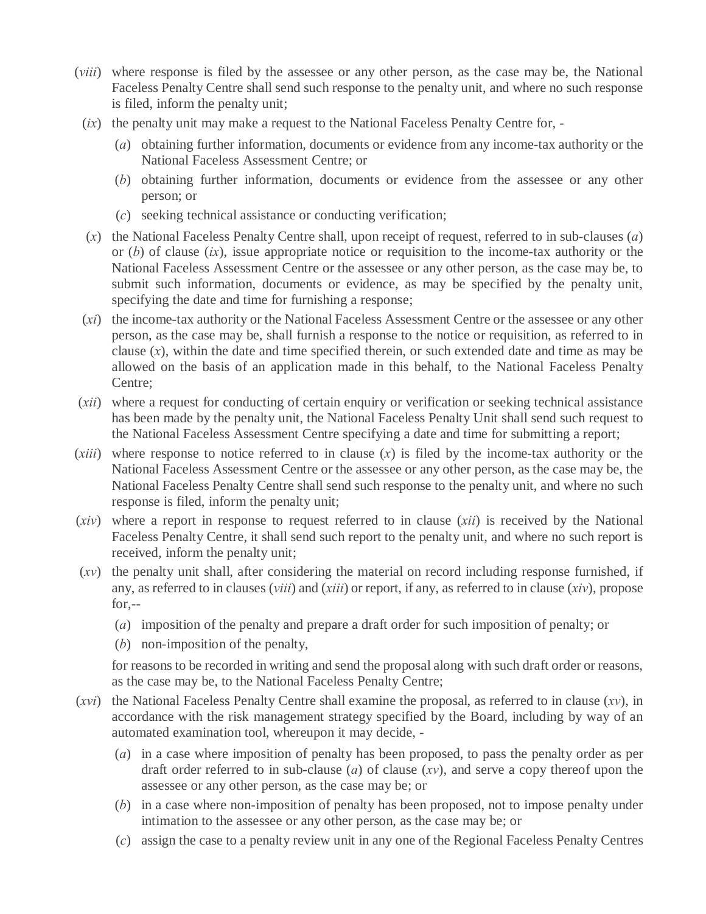(*viii*) where response is filed by the assessee or any other person, as the case may be, the National Faceless Penalty Centre shall send such response to the penalty unit, and where no such response is filed, inform the penalty unit;

(*ix*) the penalty unit may make a request to the National Faceless Penalty Centre for, -

(*a*) obtaining further information, documents or evidence from any income-tax authority or the National Faceless Assessment Centre; or

(*b*) obtaining further information, documents or evidence from the assessee or any other person; or

(*c*) seeking technical assistance or conducting verification;

(*x*) the National Faceless Penalty Centre shall, upon receipt of request, referred to in sub-clauses (*a*) or (*b*) of clause (*ix*), issue appropriate notice or requisition to the income-tax authority or the National Faceless Assessment Centre or the assessee or any other person, as the case may be, to submit such information, documents or evidence, as may be specified by the penalty unit, specifying the date and time for furnishing a response;

(*xi*) the income-tax authority or the National Faceless Assessment Centre or the assessee or any other person, as the case may be, shall furnish a response to the notice or requisition, as referred to in clause (*x*), within the date and time specified therein, or such extended date and time as may be allowed on the basis of an application made in this behalf, to the National Faceless Penalty Centre;

(*xii*) where a request for conducting of certain enquiry or verification or seeking technical assistance has been made by the penalty unit, the National Faceless Penalty Unit shall send such request to the National Faceless Assessment Centre specifying a date and time for submitting a report;

(*xiii*) where response to notice referred to in clause (*x*) is filed by the income-tax authority or the National Faceless Assessment Centre or the assessee or any other person, as the case may be, the National Faceless Penalty Centre shall send such response to the penalty unit, and where no such response is filed, inform the penalty unit;

(*xiv*) where a report in response to request referred to in clause (*xii*) is received by the National Faceless Penalty Centre, it shall send such report to the penalty unit, and where no such report is received, inform the penalty unit;

(*xv*) the penalty unit shall, after considering the material on record including response furnished, if any, as referred to in clauses (*viii*) and (*xiii*) or report, if any, as referred to in clause (*xiv*), propose for,--

(*a*) imposition of the penalty and prepare a draft order for such imposition of penalty; or

(*b*) non-imposition of the penalty,

for reasons to be recorded in writing and send the proposal along with such draft order or reasons, as the case may be, to the National Faceless Penalty Centre;

(*xvi*) the National Faceless Penalty Centre shall examine the proposal, as referred to in clause (*xv*), in accordance with the risk management strategy specified by the Board, including by way of an automated examination tool, whereupon it may decide, -

(*a*) in a case where imposition of penalty has been proposed, to pass the penalty order as per draft order referred to in sub-clause (*a*) of clause (*xv*), and serve a copy thereof upon the assessee or any other person, as the case may be; or

(*b*) in a case where non-imposition of penalty has been proposed, not to impose penalty under intimation to the assessee or any other person, as the case may be; or

(*c*) assign the case to a penalty review unit in any one of the Regional Faceless Penalty Centres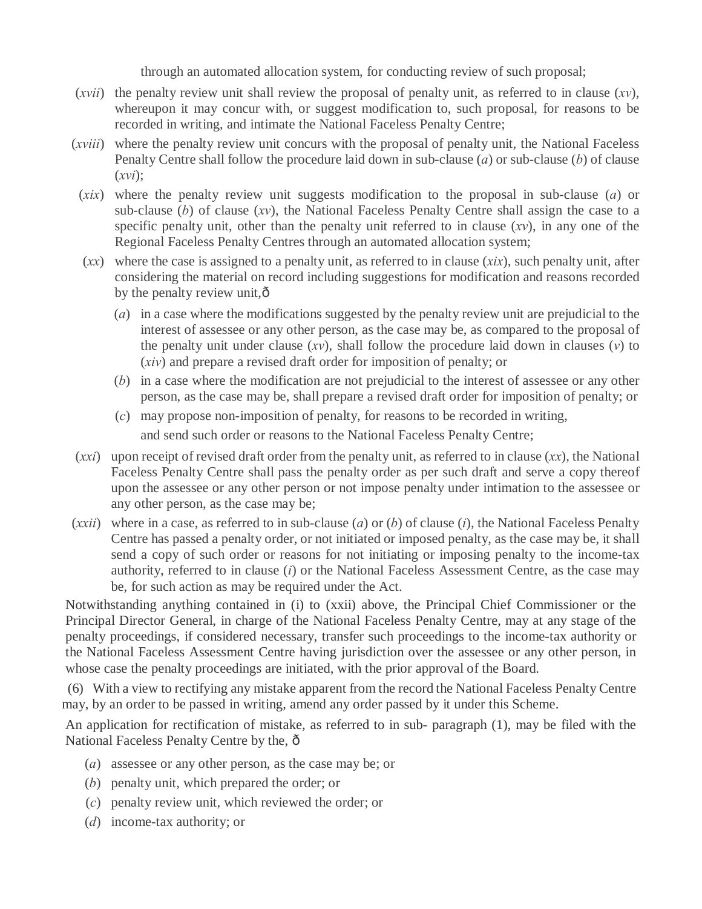through an automated allocation system, for conducting review of such proposal;

(*xvii*) the penalty review unit shall review the proposal of penalty unit, as referred to in clause (*xv*), whereupon it may concur with, or suggest modification to, such proposal, for reasons to be recorded in writing, and intimate the National Faceless Penalty Centre;

(*xviii*) where the penalty review unit concurs with the proposal of penalty unit, the National Faceless Penalty Centre shall follow the procedure laid down in sub-clause (*a*) or sub-clause (*b*) of clause (*xvi*);

(*xix*) where the penalty review unit suggests modification to the proposal in sub-clause (*a*) or sub-clause (*b*) of clause (*xv*), the National Faceless Penalty Centre shall assign the case to a specific penalty unit, other than the penalty unit referred to in clause (*xv*), in any one of the Regional Faceless Penalty Centres through an automated allocation system;

(*xx*) where the case is assigned to a penalty unit, as referred to in clause (*xix*), such penalty unit, after considering the material on record including suggestions for modification and reasons recorded by the penalty review unit,ð

- (*a*) in a case where the modifications suggested by the penalty review unit are prejudicial to the interest of assessee or any other person, as the case may be, as compared to the proposal of the penalty unit under clause (*xv*), shall follow the procedure laid down in clauses (*v*) to (*xiv*) and prepare a revised draft order for imposition of penalty; or
- (*b*) in a case where the modification are not prejudicial to the interest of assessee or any other person, as the case may be, shall prepare a revised draft order for imposition of penalty; or
- (*c*) may propose non-imposition of penalty, for reasons to be recorded in writing,

  and send such order or reasons to the National Faceless Penalty Centre;

(*xxi*) upon receipt of revised draft order from the penalty unit, as referred to in clause (*xx*), the National Faceless Penalty Centre shall pass the penalty order as per such draft and serve a copy thereof upon the assessee or any other person or not impose penalty under intimation to the assessee or any other person, as the case may be;

(*xxii*) where in a case, as referred to in sub-clause (*a*) or (*b*) of clause (*i*), the National Faceless Penalty Centre has passed a penalty order, or not initiated or imposed penalty, as the case may be, it shall send a copy of such order or reasons for not initiating or imposing penalty to the income-tax authority, referred to in clause (*i*) or the National Faceless Assessment Centre, as the case may be, for such action as may be required under the Act.

Notwithstanding anything contained in (i) to (xxii) above, the Principal Chief Commissioner or the Principal Director General, in charge of the National Faceless Penalty Centre, may at any stage of the penalty proceedings, if considered necessary, transfer such proceedings to the income-tax authority or the National Faceless Assessment Centre having jurisdiction over the assessee or any other person, in whose case the penalty proceedings are initiated, with the prior approval of the Board.

(6) With a view to rectifying any mistake apparent from the record the National Faceless Penalty Centre may, by an order to be passed in writing, amend any order passed by it under this Scheme.

An application for rectification of mistake, as referred to in sub- paragraph (1), may be filed with the National Faceless Penalty Centre by the, ð

- (*a*) assessee or any other person, as the case may be; or
- (*b*) penalty unit, which prepared the order; or
- (*c*) penalty review unit, which reviewed the order; or
- (*d*) income-tax authority; or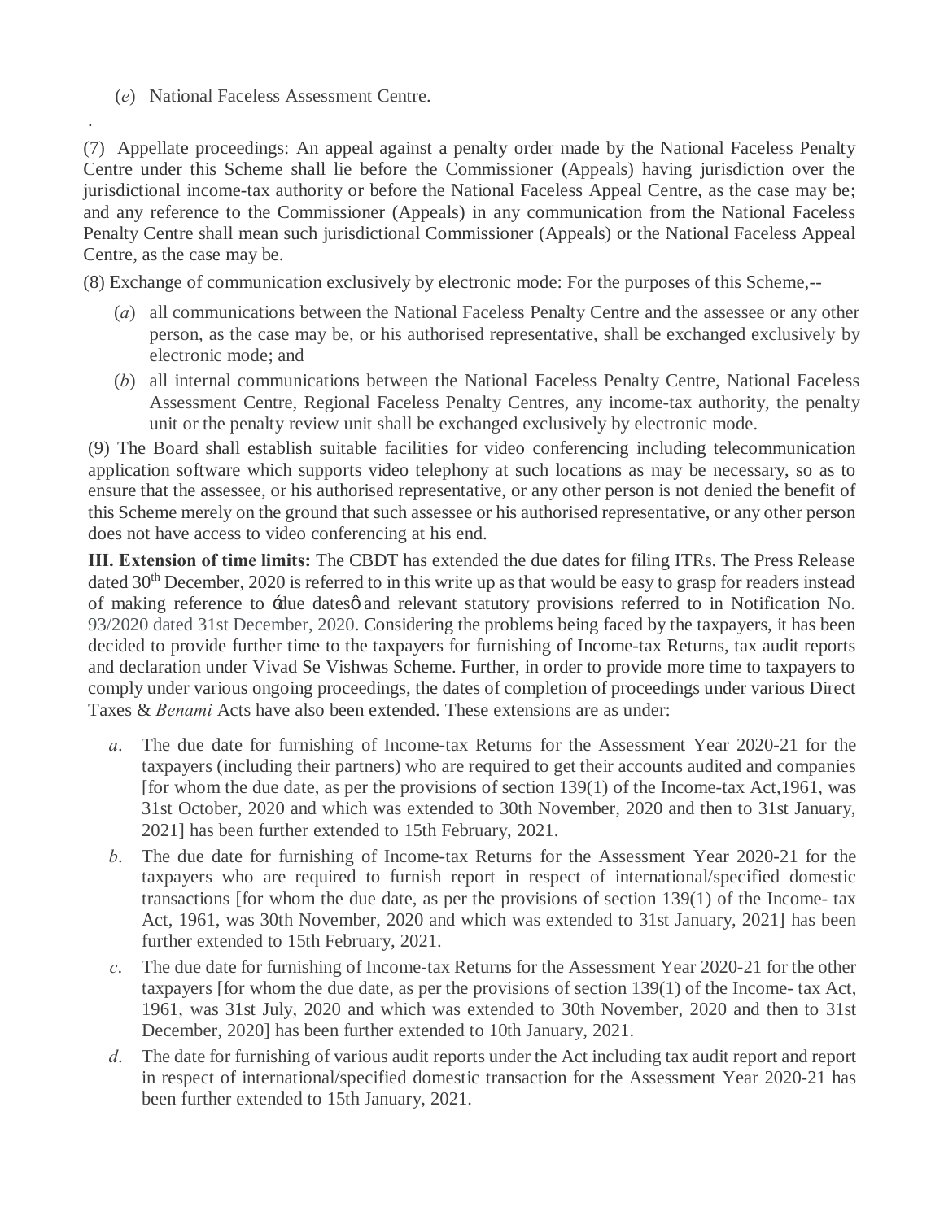(*e*) National Faceless Assessment Centre.

.

(7) Appellate proceedings: An appeal against a penalty order made by the National Faceless Penalty Centre under this Scheme shall lie before the Commissioner (Appeals) having jurisdiction over the jurisdictional income-tax authority or before the National Faceless Appeal Centre, as the case may be; and any reference to the Commissioner (Appeals) in any communication from the National Faceless Penalty Centre shall mean such jurisdictional Commissioner (Appeals) or the National Faceless Appeal Centre, as the case may be.

(8) Exchange of communication exclusively by electronic mode: For the purposes of this Scheme,--

- (*a*) all communications between the National Faceless Penalty Centre and the assessee or any other person, as the case may be, or his authorised representative, shall be exchanged exclusively by electronic mode; and
- (*b*) all internal communications between the National Faceless Penalty Centre, National Faceless Assessment Centre, Regional Faceless Penalty Centres, any income-tax authority, the penalty unit or the penalty review unit shall be exchanged exclusively by electronic mode.

(9) The Board shall establish suitable facilities for video conferencing including telecommunication application software which supports video telephony at such locations as may be necessary, so as to ensure that the assessee, or his authorised representative, or any other person is not denied the benefit of this Scheme merely on the ground that such assessee or his authorised representative, or any other person does not have access to video conferencing at his end.

**III. Extension of time limits:** The CBDT has extended the due dates for filing ITRs. The Press Release dated 30th December, 2020 is referred to in this write up as that would be easy to grasp for readers instead of making reference to 'due dates' and relevant statutory provisions referred to in Notification No. 93/2020 dated 31st December, 2020. Considering the problems being faced by the taxpayers, it has been decided to provide further time to the taxpayers for furnishing of Income-tax Returns, tax audit reports and declaration under Vivad Se Vishwas Scheme. Further, in order to provide more time to taxpayers to comply under various ongoing proceedings, the dates of completion of proceedings under various Direct Taxes & *Benami* Acts have also been extended. These extensions are as under:

*a*. The due date for furnishing of Income-tax Returns for the Assessment Year 2020-21 for the taxpayers (including their partners) who are required to get their accounts audited and companies [for whom the due date, as per the provisions of section 139(1) of the Income-tax Act,1961, was 31st October, 2020 and which was extended to 30th November, 2020 and then to 31st January, 2021] has been further extended to 15th February, 2021.

*b*. The due date for furnishing of Income-tax Returns for the Assessment Year 2020-21 for the taxpayers who are required to furnish report in respect of international/specified domestic transactions [for whom the due date, as per the provisions of section 139(1) of the Income- tax Act, 1961, was 30th November, 2020 and which was extended to 31st January, 2021] has been further extended to 15th February, 2021.

*c*. The due date for furnishing of Income-tax Returns for the Assessment Year 2020-21 for the other taxpayers [for whom the due date, as per the provisions of section 139(1) of the Income- tax Act, 1961, was 31st July, 2020 and which was extended to 30th November, 2020 and then to 31st December, 2020] has been further extended to 10th January, 2021.

*d*. The date for furnishing of various audit reports under the Act including tax audit report and report in respect of international/specified domestic transaction for the Assessment Year 2020-21 has been further extended to 15th January, 2021.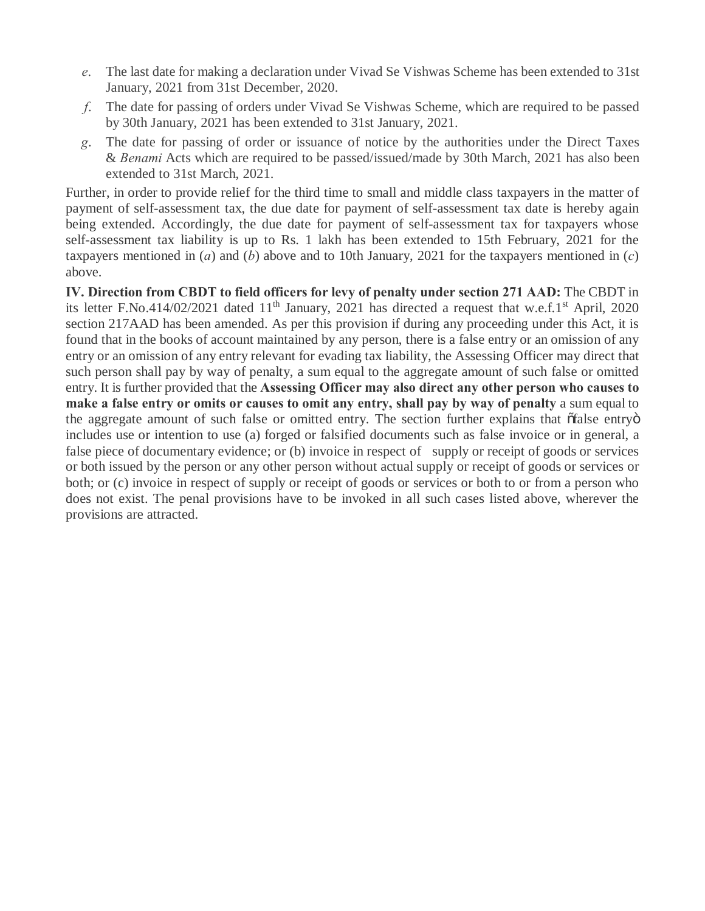*e*. The last date for making a declaration under Vivad Se Vishwas Scheme has been extended to 31st January, 2021 from 31st December, 2020.

*f*. The date for passing of orders under Vivad Se Vishwas Scheme, which are required to be passed by 30th January, 2021 has been extended to 31st January, 2021.

*g*. The date for passing of order or issuance of notice by the authorities under the Direct Taxes & *Benami* Acts which are required to be passed/issued/made by 30th March, 2021 has also been extended to 31st March, 2021.

Further, in order to provide relief for the third time to small and middle class taxpayers in the matter of payment of self-assessment tax, the due date for payment of self-assessment tax date is hereby again being extended. Accordingly, the due date for payment of self-assessment tax for taxpayers whose self-assessment tax liability is up to Rs. 1 lakh has been extended to 15th February, 2021 for the taxpayers mentioned in (*a*) and (*b*) above and to 10th January, 2021 for the taxpayers mentioned in (*c*) above.

**IV. Direction from CBDT to field officers for levy of penalty under section 271 AAD:** The CBDT in its letter F.No.414/02/2021 dated 11th January, 2021 has directed a request that w.e.f.1st April, 2020 section 217AAD has been amended. As per this provision if during any proceeding under this Act, it is found that in the books of account maintained by any person, there is a false entry or an omission of any entry or an omission of any entry relevant for evading tax liability, the Assessing Officer may direct that such person shall pay by way of penalty, a sum equal to the aggregate amount of such false or omitted entry. It is further provided that the **Assessing Officer may also direct any other person who causes to make a false entry or omits or causes to omit any entry, shall pay by way of penalty** a sum equal to the aggregate amount of such false or omitted entry. The section further explains that "false entry" includes use or intention to use (a) forged or falsified documents such as false invoice or in general, a false piece of documentary evidence; or (b) invoice in respect of supply or receipt of goods or services or both issued by the person or any other person without actual supply or receipt of goods or services or both; or (c) invoice in respect of supply or receipt of goods or services or both to or from a person who does not exist. The penal provisions have to be invoked in all such cases listed above, wherever the provisions are attracted.